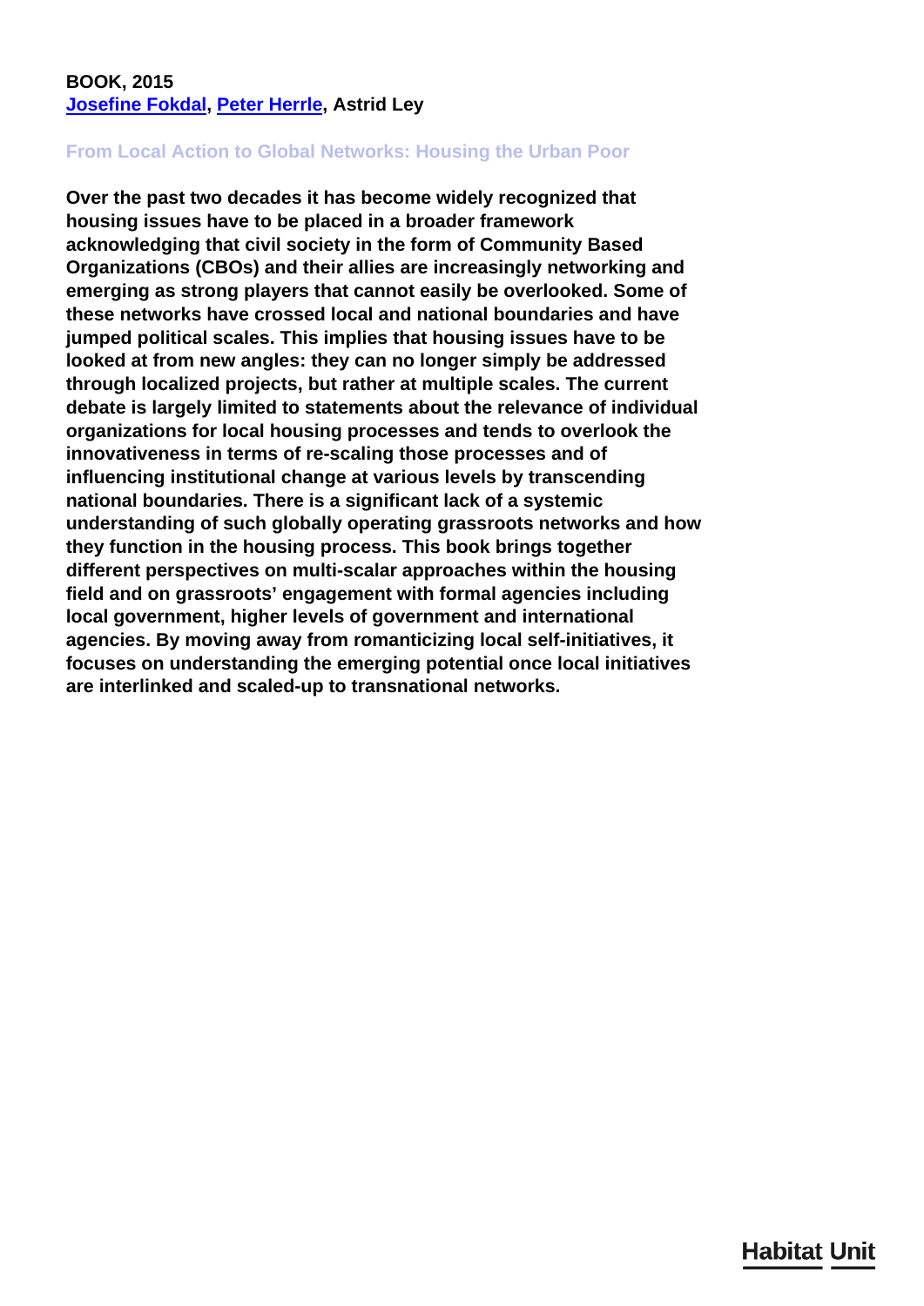**BOOK, 2015**
**Josefine Fokdal, Peter Herrle, Astrid Ley**

## From Local Action to Global Networks: Housing the Urban Poor

**Over the past two decades it has become widely recognized that housing issues have to be placed in a broader framework acknowledging that civil society in the form of Community Based Organizations (CBOs) and their allies are increasingly networking and emerging as strong players that cannot easily be overlooked. Some of these networks have crossed local and national boundaries and have jumped political scales. This implies that housing issues have to be looked at from new angles: they can no longer simply be addressed through localized projects, but rather at multiple scales. The current debate is largely limited to statements about the relevance of individual organizations for local housing processes and tends to overlook the innovativeness in terms of re-scaling those processes and of influencing institutional change at various levels by transcending national boundaries. There is a significant lack of a systemic understanding of such globally operating grassroots networks and how they function in the housing process. This book brings together different perspectives on multi-scalar approaches within the housing field and on grassroots' engagement with formal agencies including local government, higher levels of government and international agencies. By moving away from romanticizing local self-initiatives, it focuses on understanding the emerging potential once local initiatives are interlinked and scaled-up to transnational networks.**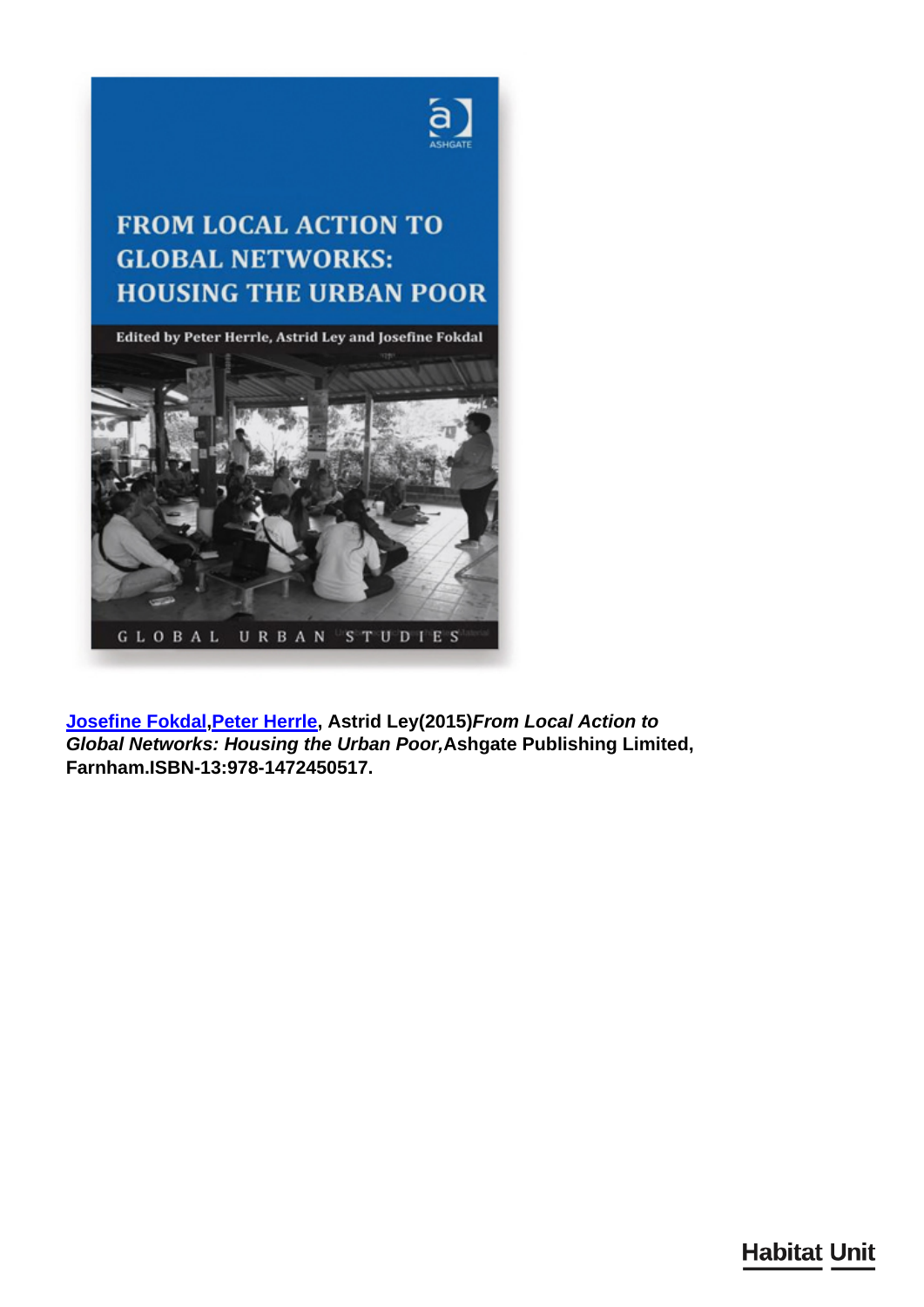**Josefine Fokdal, Peter Herrle, Astrid Ley (2015)** ***From Local Action to Global Networks: Housing the Urban Poor,*** **Ashgate Publishing Limited, Farnham. ISBN-13:978-1472450517.**